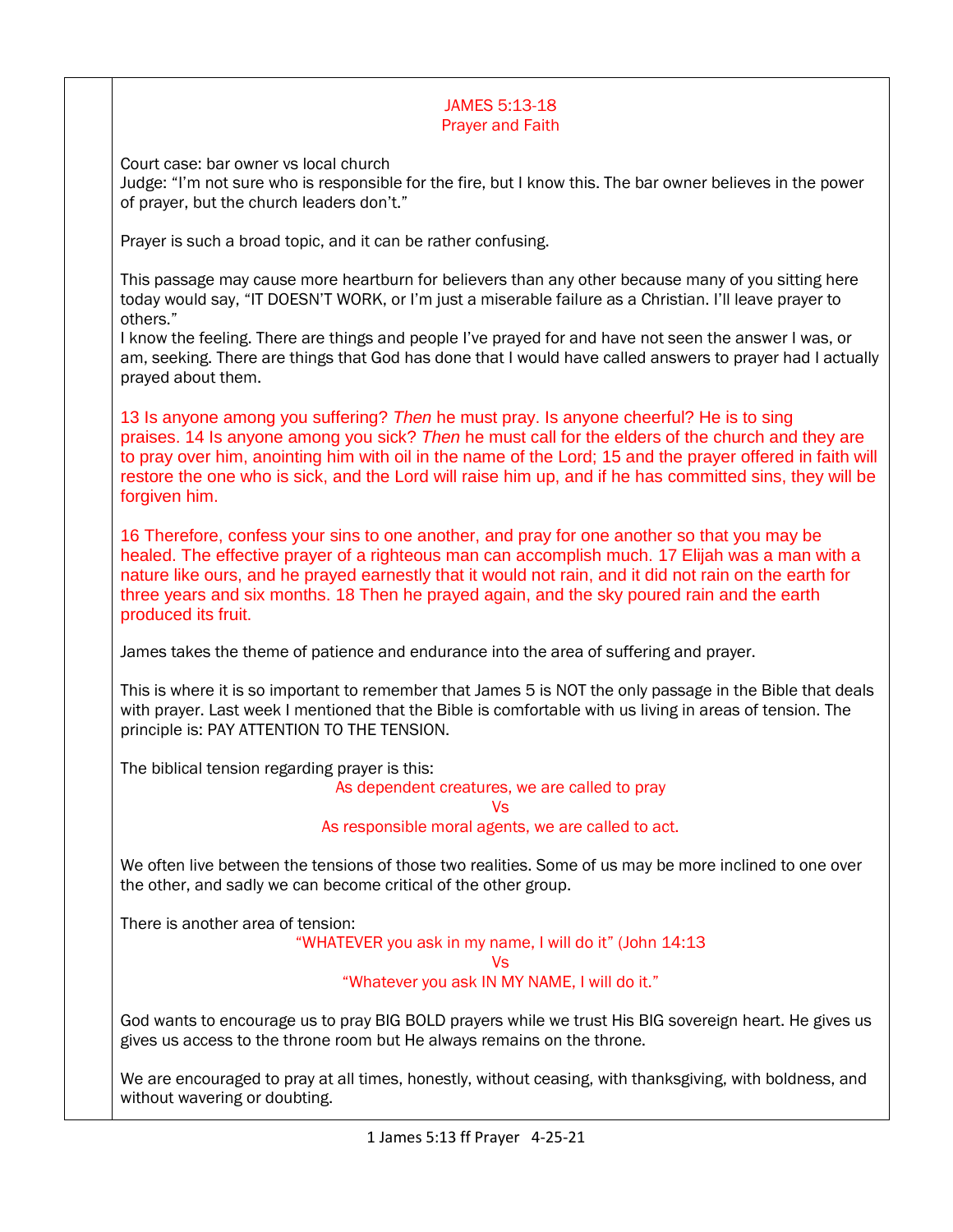# JAMES 5:13-18
## Prayer and Faith

Court case: bar owner vs local church
Judge: “I’m not sure who is responsible for the fire, but I know this. The bar owner believes in the power of prayer, but the church leaders don’t.”

Prayer is such a broad topic, and it can be rather confusing.

This passage may cause more heartburn for believers than any other because many of you sitting here today would say, “IT DOESN’T WORK, or I’m just a miserable failure as a Christian. I’ll leave prayer to others.”
I know the feeling. There are things and people I’ve prayed for and have not seen the answer I was, or am, seeking. There are things that God has done that I would have called answers to prayer had I actually prayed about them.

13 Is anyone among you suffering? *Then* he must pray. Is anyone cheerful? He is to sing praises. 14 Is anyone among you sick? *Then* he must call for the elders of the church and they are to pray over him, anointing him with oil in the name of the Lord; 15 and the prayer offered in faith will restore the one who is sick, and the Lord will raise him up, and if he has committed sins, they will be forgiven him.

16 Therefore, confess your sins to one another, and pray for one another so that you may be healed. The effective prayer of a righteous man can accomplish much. 17 Elijah was a man with a nature like ours, and he prayed earnestly that it would not rain, and it did not rain on the earth for three years and six months. 18 Then he prayed again, and the sky poured rain and the earth produced its fruit.

James takes the theme of patience and endurance into the area of suffering and prayer.

This is where it is so important to remember that James 5 is NOT the only passage in the Bible that deals with prayer. Last week I mentioned that the Bible is comfortable with us living in areas of tension. The principle is: PAY ATTENTION TO THE TENSION.

The biblical tension regarding prayer is this:

As dependent creatures, we are called to pray
Vs
As responsible moral agents, we are called to act.

We often live between the tensions of those two realities. Some of us may be more inclined to one over the other, and sadly we can become critical of the other group.

There is another area of tension:

“WHATEVER you ask in my name, I will do it” (John 14:13
Vs
“Whatever you ask IN MY NAME, I will do it.”

God wants to encourage us to pray BIG BOLD prayers while we trust His BIG sovereign heart. He gives us gives us access to the throne room but He always remains on the throne.

We are encouraged to pray at all times, honestly, without ceasing, with thanksgiving, with boldness, and without wavering or doubting.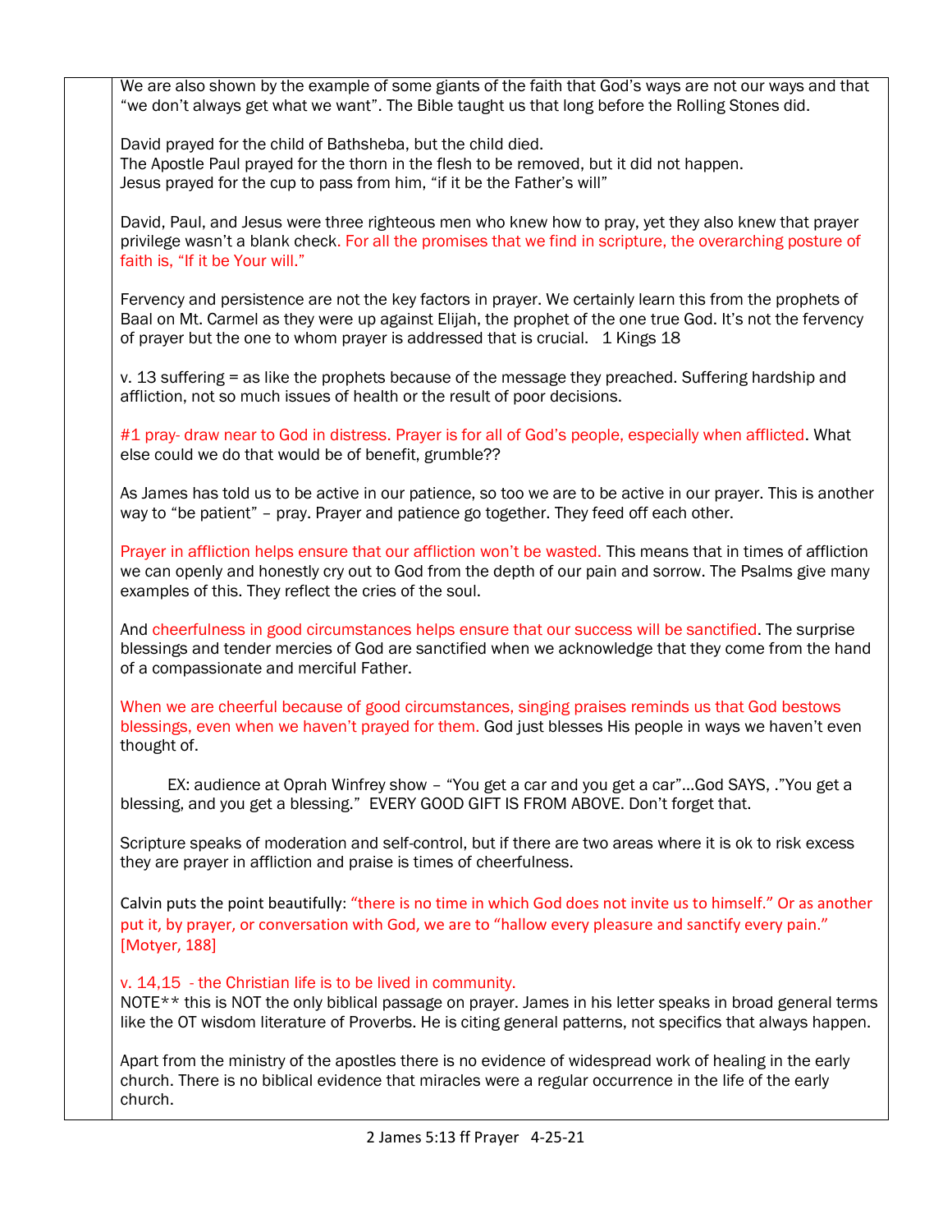We are also shown by the example of some giants of the faith that God's ways are not our ways and that "we don't always get what we want". The Bible taught us that long before the Rolling Stones did.

David prayed for the child of Bathsheba, but the child died.
The Apostle Paul prayed for the thorn in the flesh to be removed, but it did not happen.
Jesus prayed for the cup to pass from him, "if it be the Father's will"

David, Paul, and Jesus were three righteous men who knew how to pray, yet they also knew that prayer privilege wasn't a blank check. For all the promises that we find in scripture, the overarching posture of faith is, "If it be Your will."

Fervency and persistence are not the key factors in prayer. We certainly learn this from the prophets of Baal on Mt. Carmel as they were up against Elijah, the prophet of the one true God. It's not the fervency of prayer but the one to whom prayer is addressed that is crucial. 1 Kings 18

v. 13 suffering = as like the prophets because of the message they preached. Suffering hardship and affliction, not so much issues of health or the result of poor decisions.

#1 pray- draw near to God in distress. Prayer is for all of God's people, especially when afflicted. What else could we do that would be of benefit, grumble??

As James has told us to be active in our patience, so too we are to be active in our prayer. This is another way to "be patient" – pray. Prayer and patience go together. They feed off each other.

Prayer in affliction helps ensure that our affliction won't be wasted. This means that in times of affliction we can openly and honestly cry out to God from the depth of our pain and sorrow. The Psalms give many examples of this. They reflect the cries of the soul.

And cheerfulness in good circumstances helps ensure that our success will be sanctified. The surprise blessings and tender mercies of God are sanctified when we acknowledge that they come from the hand of a compassionate and merciful Father.

When we are cheerful because of good circumstances, singing praises reminds us that God bestows blessings, even when we haven't prayed for them. God just blesses His people in ways we haven't even thought of.

EX: audience at Oprah Winfrey show – "You get a car and you get a car"…God SAYS, ."You get a blessing, and you get a blessing." EVERY GOOD GIFT IS FROM ABOVE. Don't forget that.

Scripture speaks of moderation and self-control, but if there are two areas where it is ok to risk excess they are prayer in affliction and praise is times of cheerfulness.

Calvin puts the point beautifully: "there is no time in which God does not invite us to himself." Or as another put it, by prayer, or conversation with God, we are to "hallow every pleasure and sanctify every pain." [Motyer, 188]

v. 14,15 - the Christian life is to be lived in community.
NOTE** this is NOT the only biblical passage on prayer. James in his letter speaks in broad general terms like the OT wisdom literature of Proverbs. He is citing general patterns, not specifics that always happen.

Apart from the ministry of the apostles there is no evidence of widespread work of healing in the early church. There is no biblical evidence that miracles were a regular occurrence in the life of the early church.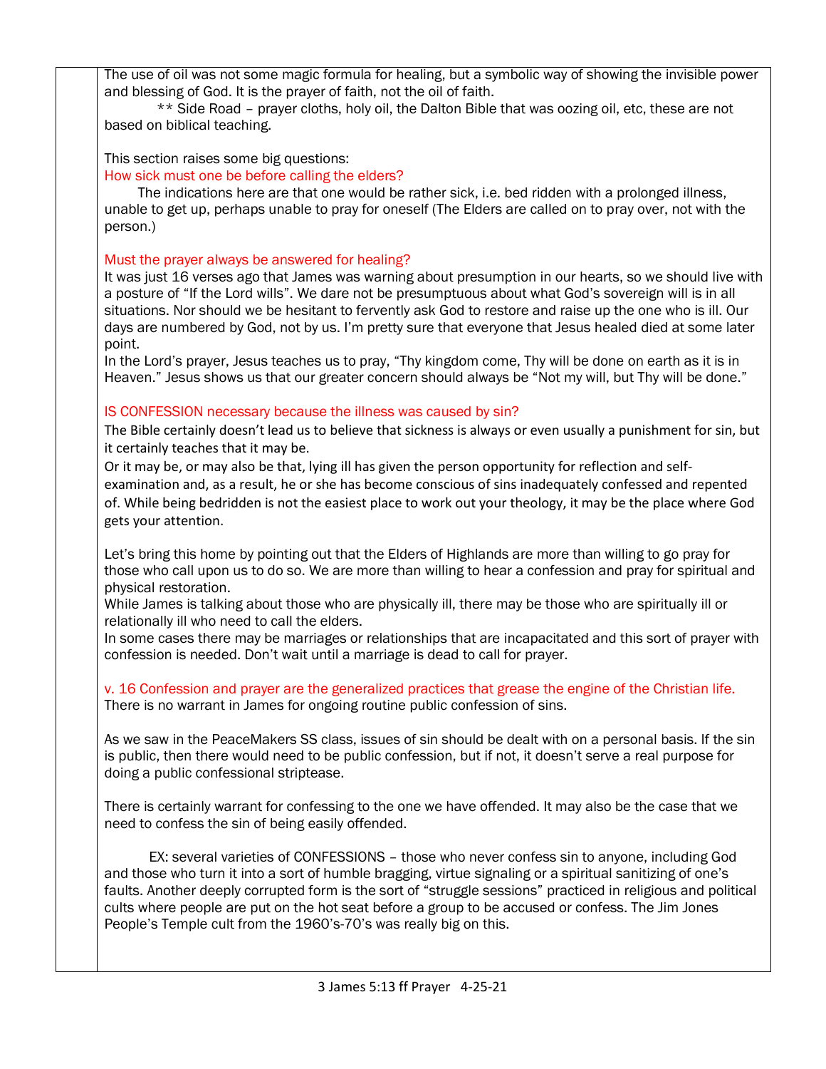The use of oil was not some magic formula for healing, but a symbolic way of showing the invisible power and blessing of God. It is the prayer of faith, not the oil of faith.

** Side Road – prayer cloths, holy oil, the Dalton Bible that was oozing oil, etc, these are not based on biblical teaching.

This section raises some big questions:

**How sick must one be before calling the elders?**

The indications here are that one would be rather sick, i.e. bed ridden with a prolonged illness, unable to get up, perhaps unable to pray for oneself (The Elders are called on to pray over, not with the person.)

**Must the prayer always be answered for healing?**

It was just 16 verses ago that James was warning about presumption in our hearts, so we should live with a posture of "If the Lord wills". We dare not be presumptuous about what God's sovereign will is in all situations. Nor should we be hesitant to fervently ask God to restore and raise up the one who is ill. Our days are numbered by God, not by us. I'm pretty sure that everyone that Jesus healed died at some later point.

In the Lord's prayer, Jesus teaches us to pray, "Thy kingdom come, Thy will be done on earth as it is in Heaven." Jesus shows us that our greater concern should always be "Not my will, but Thy will be done."

**IS CONFESSION necessary because the illness was caused by sin?**

The Bible certainly doesn't lead us to believe that sickness is always or even usually a punishment for sin, but it certainly teaches that it may be.

Or it may be, or may also be that, lying ill has given the person opportunity for reflection and self-examination and, as a result, he or she has become conscious of sins inadequately confessed and repented of. While being bedridden is not the easiest place to work out your theology, it may be the place where God gets your attention.

Let's bring this home by pointing out that the Elders of Highlands are more than willing to go pray for those who call upon us to do so. We are more than willing to hear a confession and pray for spiritual and physical restoration.

While James is talking about those who are physically ill, there may be those who are spiritually ill or relationally ill who need to call the elders.

In some cases there may be marriages or relationships that are incapacitated and this sort of prayer with confession is needed. Don't wait until a marriage is dead to call for prayer.

**v. 16 Confession and prayer are the generalized practices that grease the engine of the Christian life.**

There is no warrant in James for ongoing routine public confession of sins.

As we saw in the PeaceMakers SS class, issues of sin should be dealt with on a personal basis. If the sin is public, then there would need to be public confession, but if not, it doesn't serve a real purpose for doing a public confessional striptease.

There is certainly warrant for confessing to the one we have offended. It may also be the case that we need to confess the sin of being easily offended.

EX: several varieties of CONFESSIONS – those who never confess sin to anyone, including God and those who turn it into a sort of humble bragging, virtue signaling or a spiritual sanitizing of one's faults. Another deeply corrupted form is the sort of "struggle sessions" practiced in religious and political cults where people are put on the hot seat before a group to be accused or confess. The Jim Jones People's Temple cult from the 1960's-70's was really big on this.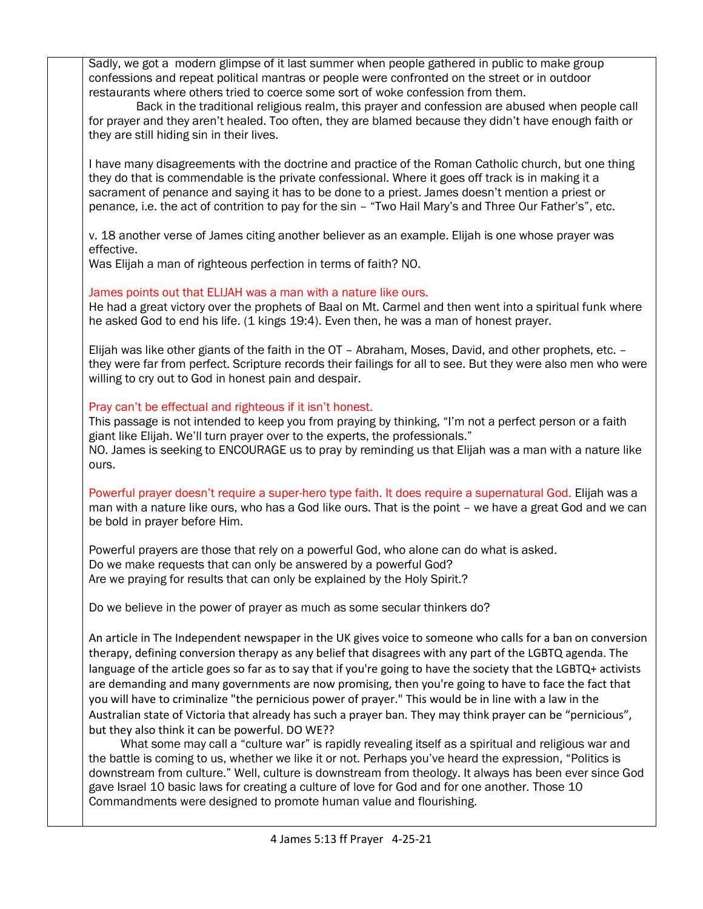Sadly, we got a modern glimpse of it last summer when people gathered in public to make group confessions and repeat political mantras or people were confronted on the street or in outdoor restaurants where others tried to coerce some sort of woke confession from them.

Back in the traditional religious realm, this prayer and confession are abused when people call for prayer and they aren't healed. Too often, they are blamed because they didn't have enough faith or they are still hiding sin in their lives.

I have many disagreements with the doctrine and practice of the Roman Catholic church, but one thing they do that is commendable is the private confessional. Where it goes off track is in making it a sacrament of penance and saying it has to be done to a priest. James doesn't mention a priest or penance, i.e. the act of contrition to pay for the sin – "Two Hail Mary's and Three Our Father's", etc.

v. 18 another verse of James citing another believer as an example. Elijah is one whose prayer was effective.
Was Elijah a man of righteous perfection in terms of faith? NO.

James points out that ELIJAH was a man with a nature like ours.
He had a great victory over the prophets of Baal on Mt. Carmel and then went into a spiritual funk where he asked God to end his life. (1 kings 19:4). Even then, he was a man of honest prayer.

Elijah was like other giants of the faith in the OT – Abraham, Moses, David, and other prophets, etc. – they were far from perfect. Scripture records their failings for all to see. But they were also men who were willing to cry out to God in honest pain and despair.

Pray can't be effectual and righteous if it isn't honest.
This passage is not intended to keep you from praying by thinking, "I'm not a perfect person or a faith giant like Elijah. We'll turn prayer over to the experts, the professionals."
NO. James is seeking to ENCOURAGE us to pray by reminding us that Elijah was a man with a nature like ours.

Powerful prayer doesn't require a super-hero type faith. It does require a supernatural God. Elijah was a man with a nature like ours, who has a God like ours. That is the point – we have a great God and we can be bold in prayer before Him.

Powerful prayers are those that rely on a powerful God, who alone can do what is asked.
Do we make requests that can only be answered by a powerful God?
Are we praying for results that can only be explained by the Holy Spirit.?

Do we believe in the power of prayer as much as some secular thinkers do?

An article in The Independent newspaper in the UK gives voice to someone who calls for a ban on conversion therapy, defining conversion therapy as any belief that disagrees with any part of the LGBTQ agenda. The language of the article goes so far as to say that if you're going to have the society that the LGBTQ+ activists are demanding and many governments are now promising, then you're going to have to face the fact that you will have to criminalize "the pernicious power of prayer." This would be in line with a law in the Australian state of Victoria that already has such a prayer ban. They may think prayer can be "pernicious", but they also think it can be powerful. DO WE??

What some may call a "culture war" is rapidly revealing itself as a spiritual and religious war and the battle is coming to us, whether we like it or not. Perhaps you've heard the expression, "Politics is downstream from culture." Well, culture is downstream from theology. It always has been ever since God gave Israel 10 basic laws for creating a culture of love for God and for one another. Those 10 Commandments were designed to promote human value and flourishing.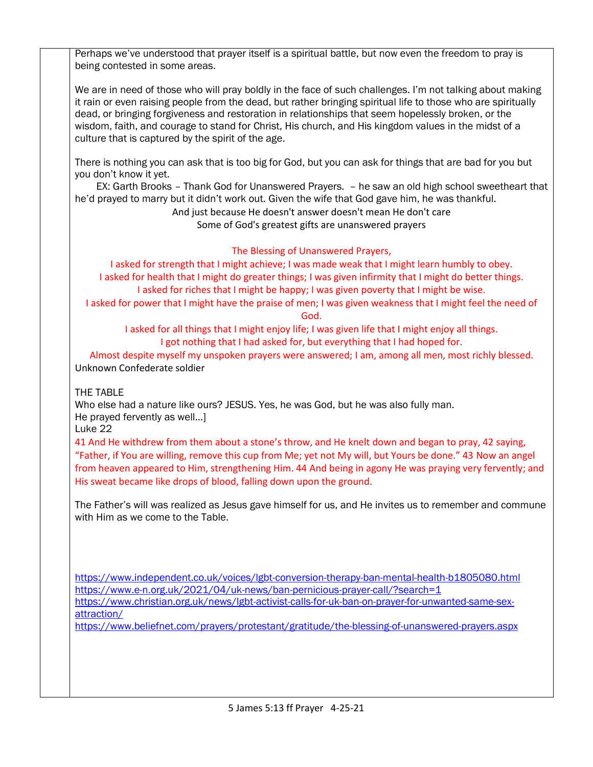Perhaps we've understood that prayer itself is a spiritual battle, but now even the freedom to pray is being contested in some areas.

We are in need of those who will pray boldly in the face of such challenges. I'm not talking about making it rain or even raising people from the dead, but rather bringing spiritual life to those who are spiritually dead, or bringing forgiveness and restoration in relationships that seem hopelessly broken, or the wisdom, faith, and courage to stand for Christ, His church, and His kingdom values in the midst of a culture that is captured by the spirit of the age.

There is nothing you can ask that is too big for God, but you can ask for things that are bad for you but you don't know it yet.

EX: Garth Brooks – Thank God for Unanswered Prayers. – he saw an old high school sweetheart that he'd prayed to marry but it didn't work out. Given the wife that God gave him, he was thankful.

And just because He doesn't answer doesn't mean He don't care
Some of God's greatest gifts are unanswered prayers

The Blessing of Unanswered Prayers,
I asked for strength that I might achieve; I was made weak that I might learn humbly to obey.
I asked for health that I might do greater things; I was given infirmity that I might do better things.
I asked for riches that I might be happy; I was given poverty that I might be wise.
I asked for power that I might have the praise of men; I was given weakness that I might feel the need of God.
I asked for all things that I might enjoy life; I was given life that I might enjoy all things.
I got nothing that I had asked for, but everything that I had hoped for.
Almost despite myself my unspoken prayers were answered; I am, among all men, most richly blessed.

Unknown Confederate soldier

THE TABLE

Who else had a nature like ours? JESUS. Yes, he was God, but he was also fully man.
He prayed fervently as well…]
Luke 22

41 And He withdrew from them about a stone's throw, and He knelt down and began to pray, 42 saying, "Father, if You are willing, remove this cup from Me; yet not My will, but Yours be done." 43 Now an angel from heaven appeared to Him, strengthening Him. 44 And being in agony He was praying very fervently; and His sweat became like drops of blood, falling down upon the ground.

The Father's will was realized as Jesus gave himself for us, and He invites us to remember and commune with Him as we come to the Table.

https://www.independent.co.uk/voices/lgbt-conversion-therapy-ban-mental-health-b1805080.html
https://www.e-n.org.uk/2021/04/uk-news/ban-pernicious-prayer-call/?search=1
https://www.christian.org.uk/news/lgbt-activist-calls-for-uk-ban-on-prayer-for-unwanted-same-sex-attraction/
https://www.beliefnet.com/prayers/protestant/gratitude/the-blessing-of-unanswered-prayers.aspx